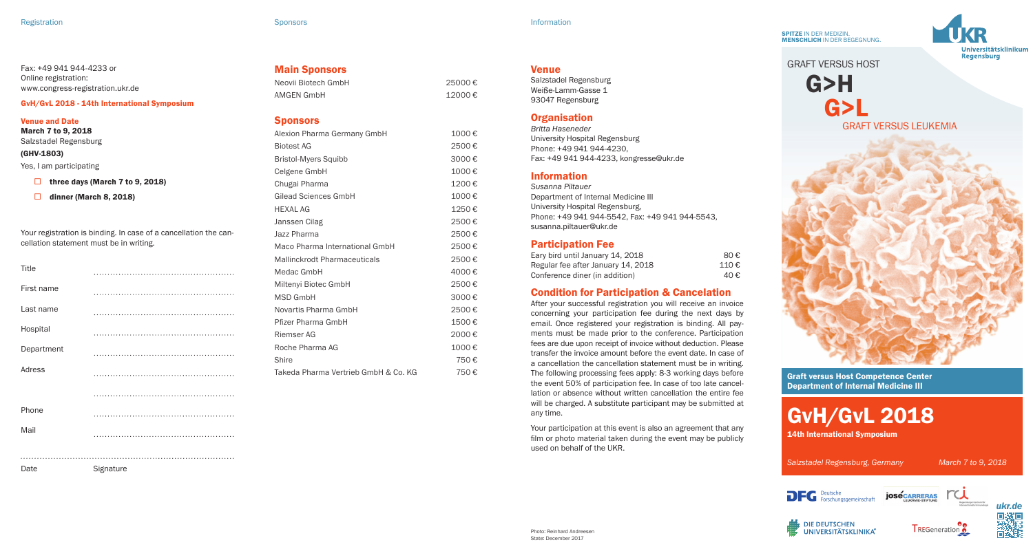Registration

Fax: +49 941 944-4233 or
Online registration:
www.congress-registration.ukr.de

**GvH/GvL 2018 - 14th International Symposium**

**Venue and Date**

**March 7 to 9, 2018**
Salzstadel Regensburg

**(GHV-1803)**

Yes, I am participating

- ☐ **three days (March 7 to 9, 2018)**
- ☐ **dinner (March 8, 2018)**

Your registration is binding. In case of a cancellation the cancellation statement must be in writing.

Title ..................................................

First name ..................................................

Last name ..................................................

Hospital ..................................................

Department ..................................................

Adress ..................................................

..................................................

Phone ..................................................

Mail ..................................................

..............................................................................

Date Signature

Sponsors

## Main Sponsors

| | |
|---|---|
| Neovii Biotech GmbH | 25000 € |
| AMGEN GmbH | 12000 € |

## Sponsors

| | |
|---|---|
| Alexion Pharma Germany GmbH | 1000 € |
| Biotest AG | 2500 € |
| Bristol-Myers Squibb | 3000 € |
| Celgene GmbH | 1000 € |
| Chugai Pharma | 1200 € |
| Gilead Sciences GmbH | 1000 € |
| HEXAL AG | 1250 € |
| Janssen Cilag | 2500 € |
| Jazz Pharma | 2500 € |
| Maco Pharma International GmbH | 2500 € |
| Mallinckrodt Pharmaceuticals | 2500 € |
| Medac GmbH | 4000 € |
| Miltenyi Biotec GmbH | 2500 € |
| MSD GmbH | 3000 € |
| Novartis Pharma GmbH | 2500 € |
| Pfizer Pharma GmbH | 1500 € |
| Riemser AG | 2000 € |
| Roche Pharma AG | 1000 € |
| Shire | 750 € |
| Takeda Pharma Vertrieb GmbH & Co. KG | 750 € |

Information

## Venue

Salzstadel Regensburg
Weiße-Lamm-Gasse 1
93047 Regensburg

## Organisation

*Britta Haseneder*
University Hospital Regensburg
Phone: +49 941 944-4230,
Fax: +49 941 944-4233, kongresse@ukr.de

## Information

*Susanna Piltauer*
Department of Internal Medicine III
University Hospital Regensburg,
Phone: +49 941 944-5542, Fax: +49 941 944-5543,
susanna.piltauer@ukr.de

## Participation Fee

| | |
|---|---|
| Eary bird until January 14, 2018 | 80 € |
| Regular fee after January 14, 2018 | 110 € |
| Conference diner (in addition) | 40 € |

## Condition for Participation & Cancelation

After your successful registration you will receive an invoice concerning your participation fee during the next days by email. Once registered your registration is binding. All payments must be made prior to the conference. Participation fees are due upon receipt of invoice without deduction. Please transfer the invoice amount before the event date. In case of a cancellation the cancellation statement must be in writing. The following processing fees apply: 8-3 working days before the event 50% of participation fee. In case of too late cancellation or absence without written cancellation the entire fee will be charged. A substitute participant may be submitted at any time.

Your participation at this event is also an agreement that any film or photo material taken during the event may be publicly used on behalf of the UKR.

Photo: Reinhard Andreesen
State: December 2017

**SPITZE** IN DER MEDIZIN.
**MENSCHLICH** IN DER BEGEGNUNG.

UKR Universitätsklinikum Regensburg

GRAFT VERSUS HOST

G>H

G>L

GRAFT VERSUS LEUKEMIA

**Graft versus Host Competence Center**
**Department of Internal Medicine III**

# GvH/GvL 2018

**14th International Symposium**

*Salzstadel Regensburg, Germany* *March 7 to 9, 2018*

DFG Deutsche Forschungsgemeinschaft

joséCARRERAS LEUKÄMIE-STIFTUNG

DIE DEUTSCHEN UNIVERSITÄTSKLINIKA

TREGeneration

ukr.de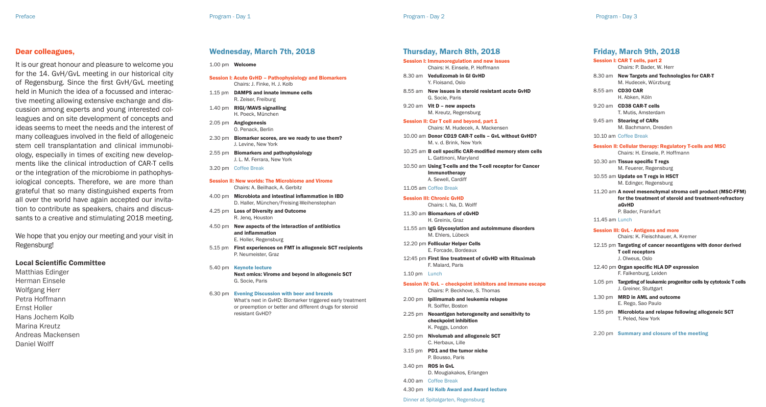## Dear colleagues,

It is our great honour and pleasure to welcome you for the 14. GvH/GvL meeting in our historical city of Regensburg. Since the first GvH/GvL meeting held in Munich the idea of a focussed and interactive meeting allowing extensive exchange and discussion among experts and young interested colleagues and on site development of concepts and ideas seems to meet the needs and the interest of many colleagues involved in the field of allogeneic stem cell transplantation and clinical immunobiology, especially in times of exciting new developments like the clinical introduction of CAR-T cells or the integration of the microbiome in pathophysiological concepts. Therefore, we are more than grateful that so many distinguished experts from all over the world have again accepted our invitation to contribute as speakers, chairs and discussants to a creative and stimulating 2018 meeting.

We hope that you enjoy our meeting and your visit in Regensburg!

### Local Scientific Committee

Matthias Edinger
Herman Einsele
Wolfgang Herr
Petra Hoffmann
Ernst Holler
Hans Jochem Kolb
Marina Kreutz
Andreas Mackensen
Daniel Wolff

## Wednesday, March 7th, 2018

1.00 pm **Welcome**

**Session I: Acute GvHD – Pathophysiology and Biomarkers**
Chairs: J. Finke, H. J. Kolb

1.15 pm **DAMPS and innate immune cells**
R. Zeiser, Freiburg

1.40 pm **RIGI/MAVS signalling**
H. Poeck, München

2.05 pm **Angiogenesis**
O. Penack, Berlin

2.30 pm **Biomarker scores, are we ready to use them?**
J. Levine, New York

2.55 pm **Biomarkers and pathophysiology**
J. L. M. Ferrara, New York

3.20 pm Coffee Break

**Session II: New worlds: The Microbiome and Virome**
Chairs: A. Beilhack, A. Gerbitz

4.00 pm **Microbiota and intestinal inflammation in IBD**
D. Haller, München/Freising-Weihenstephan

4.25 pm **Loss of Diversity and Outcome**
R. Jenq, Houston

4.50 pm **New aspects of the interaction of antibiotics and inflammation**
E. Holler, Regensburg

5.15 pm **First experiences on FMT in allogeneic SCT recipients**
P. Neumeister, Graz

5.40 pm **Keynote lecture**
**Next omics: Virome and beyond in allogeneic SCT**
G. Socie, Paris

6.30 pm **Evening Discussion with beer and brezels**
What's next in GvHD: Biomarker triggered early treatment or preemption or better and different drugs for steroid resistant GvHD?

## Thursday, March 8th, 2018

**Session I: Immunoregulation and new issues**
Chairs: H. Einsele, P. Hoffmann

8.30 am **Vedulizomab in GI GvHD**
Y. Floisand, Oslo

8.55 am **New issues in steroid resistant acute GvHD**
G. Socie, Paris

9.20 am **Vit D – new aspects**
M. Kreutz, Regensburg

**Session II: Car T cell and beyond, part 1**
Chairs: M. Hudecek, A. Mackensen

10.00 am **Donor CD19 CAR-T cells – GvL without GvHD?**
M. v. d. Brink, New York

10.25 am **B cell specific CAR-modified memory stem cells**
L. Gattinoni, Maryland

10.50 am **Using T-cells and the T-cell receptor for Cancer Immunotherapy**
A. Sewell, Cardiff

11.05 am Coffee Break

**Session III: Chronic GvHD**
Chairs: I. Na, D. Wolff

11.30 am **Biomarkers of cGvHD**
H. Greinix, Graz

11.55 am **IgG Glycosylation and autoimmune disorders**
M. Ehlers, Lübeck

12.20 pm **Follicular Helper Cells**
E. Forcade, Bordeaux

12:45 pm **First line treatment of cGvHD with Rituximab**
F. Malard, Paris

1.10 pm Lunch

**Session IV: GvL – checkpoint inhibitors and immune escape**
Chairs: P. Beckhove, S. Thomas

2.00 pm **Ipilimumab and leukemia relapse**
R. Soiffer, Boston

2.25 pm **Neoantigen heterogeneity and sensitivity to checkpoint inhibition**
K. Peggs, London

2.50 pm **Nivolumab and allogeneic SCT**
C. Herbaux, Lille

3.15 pm **PD1 and the tumor niche**
P. Bousso, Paris

3.40 pm **ROS in GvL**
D. Mougiakakos, Erlangen

4.00 am Coffee Break

4.30 pm **HJ Kolb Award and Award lecture**

Dinner at Spitalgarten, Regensburg

## Friday, March 9th, 2018

**Session I: CAR T cells, part 2**
Chairs: P. Bader, W. Herr

8.30 am **New Targets and Technologies for CAR-T**
M. Hudecek, Würzburg

8.55 am **CD30 CAR**
H. Abken, Köln

9.20 am **CD38 CAR-T cells**
T. Mutis, Amsterdam

9.45 am **Stearing of CARs**
M. Bachmann, Dresden

10.10 am Coffee Break

**Session II: Cellular therapy: Regulatory T-cells and MSC**
Chairs: H. Einsele, P. Hoffmann

10.30 am **Tissue specific T regs**
M. Feuerer, Regensburg

10.55 am **Update on T regs in HSCT**
M. Edinger, Regensburg

11.20 am **A novel mesenchymal stroma cell product (MSC-FFM) for the treatment of steroid and treatment-refractory aGvHD**
P. Bader, Frankfurt

11.45 am Lunch

**Session III: GvL - Antigens and more**
Chairs: K. Fleischhauer, A. Kremer

12.15 pm **Targeting of cancer neoantigens with donor derived T cell receptors**
J. Olweus, Oslo

12.40 pm **Organ specific HLA DP expression**
F. Falkenburg, Leiden

1.05 pm **Targeting of leukemic progenitor cells by cytotoxic T cells**
J. Greiner, Stuttgart

1.30 pm **MRD in AML and outcome**
E. Rego, Sao Paulo

1.55 pm **Microbiota and relapse following allogeneic SCT**
T. Peled, New York

2.20 pm **Summary and closure of the meeting**